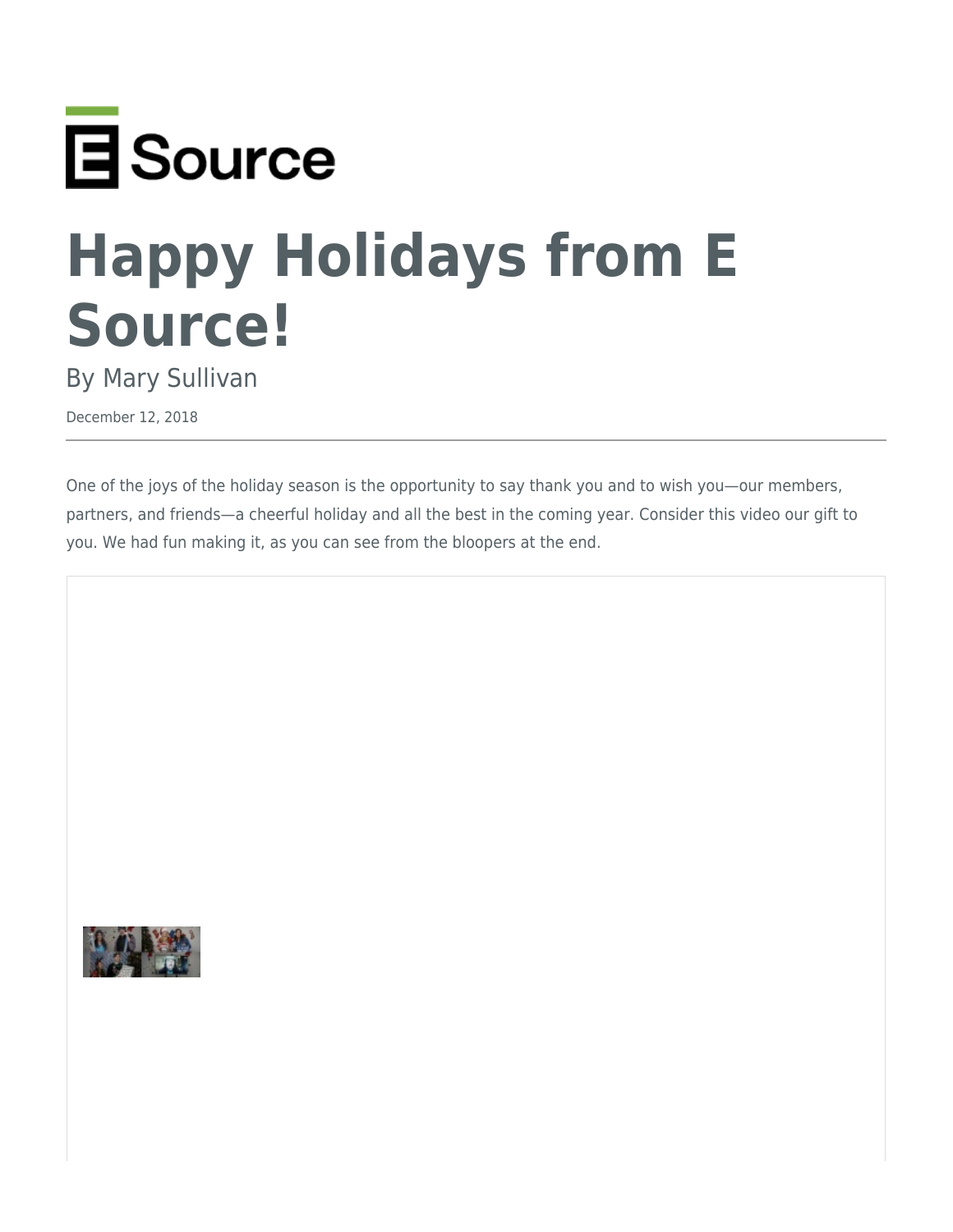# Happy Holidays from E Source!

By Mary Sullivan

December 12, 2018

One of the joys of the holiday season is the opportunity to say thank you and to wish you—our members, partners, and friends—a cheerful holiday and all the best in the coming year. Consider this video our gift to you. We had fun making it, as you can see from the bloopers at the end.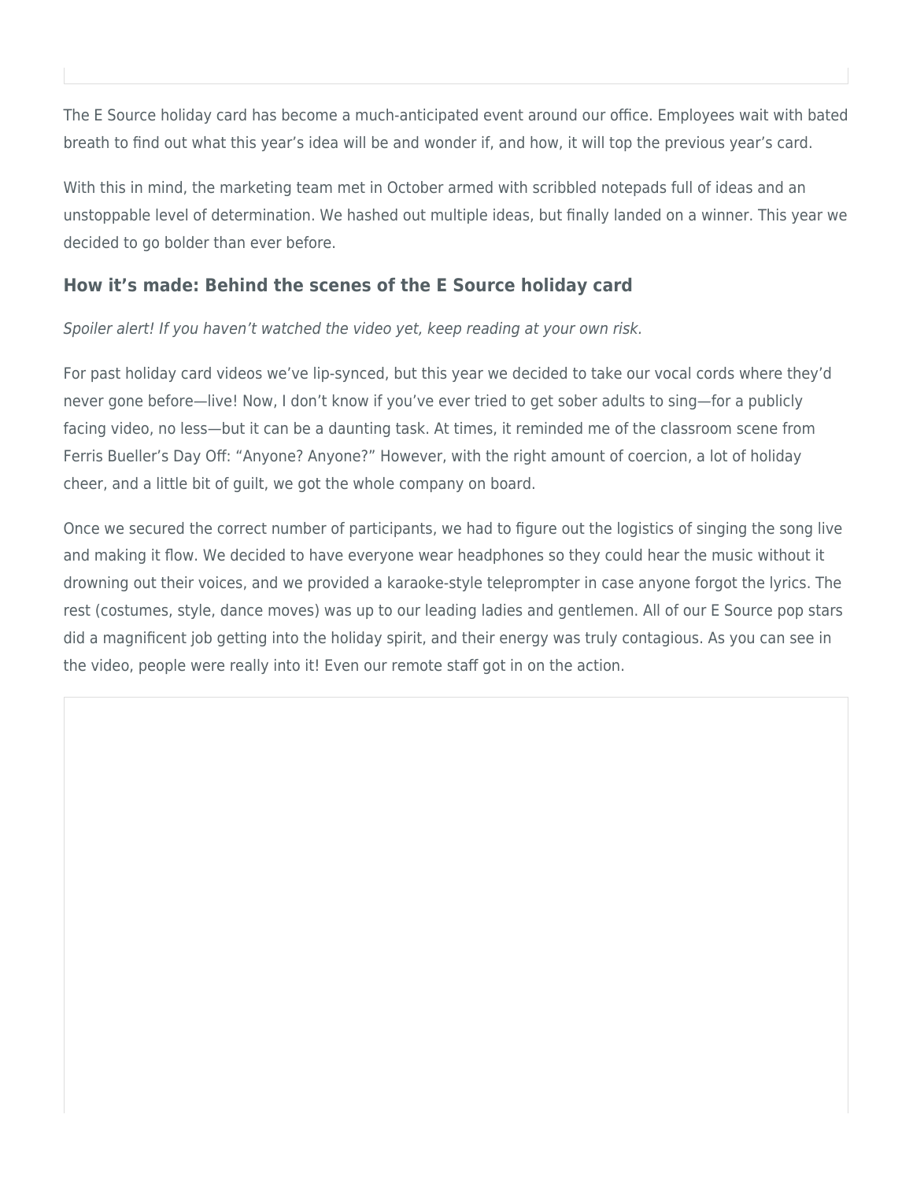The E Source holiday card has become a much-anticipated event around our office. Employees wait with bated breath to find out what this year's idea will be and wonder if, and how, it will top the previous year's card.

With this in mind, the marketing team met in October armed with scribbled notepads full of ideas and an unstoppable level of determination. We hashed out multiple ideas, but finally landed on a winner. This year we decided to go bolder than ever before.

### How it's made: Behind the scenes of the E Source holiday card

*Spoiler alert! If you haven't watched the video yet, keep reading at your own risk.*

For past holiday card videos we've lip-synced, but this year we decided to take our vocal cords where they'd never gone before—live! Now, I don't know if you've ever tried to get sober adults to sing—for a publicly facing video, no less—but it can be a daunting task. At times, it reminded me of the classroom scene from Ferris Bueller's Day Off: "Anyone? Anyone?" However, with the right amount of coercion, a lot of holiday cheer, and a little bit of guilt, we got the whole company on board.

Once we secured the correct number of participants, we had to figure out the logistics of singing the song live and making it flow. We decided to have everyone wear headphones so they could hear the music without it drowning out their voices, and we provided a karaoke-style teleprompter in case anyone forgot the lyrics. The rest (costumes, style, dance moves) was up to our leading ladies and gentlemen. All of our E Source pop stars did a magnificent job getting into the holiday spirit, and their energy was truly contagious. As you can see in the video, people were really into it! Even our remote staff got in on the action.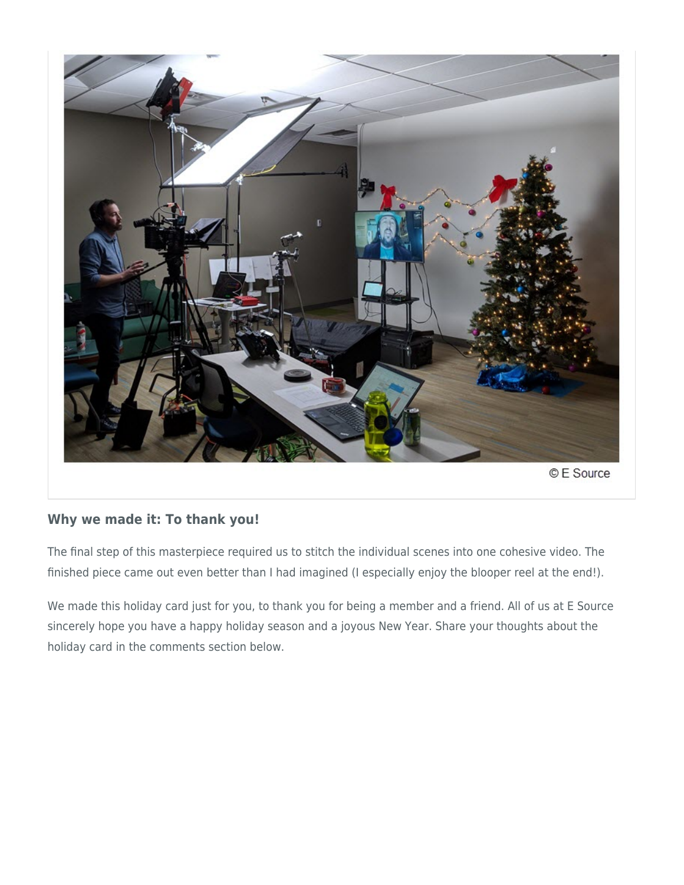© E Source

## Why we made it: To thank you!

The final step of this masterpiece required us to stitch the individual scenes into one cohesive video. The finished piece came out even better than I had imagined (I especially enjoy the blooper reel at the end!).

We made this holiday card just for you, to thank you for being a member and a friend. All of us at E Source sincerely hope you have a happy holiday season and a joyous New Year. Share your thoughts about the holiday card in the comments section below.